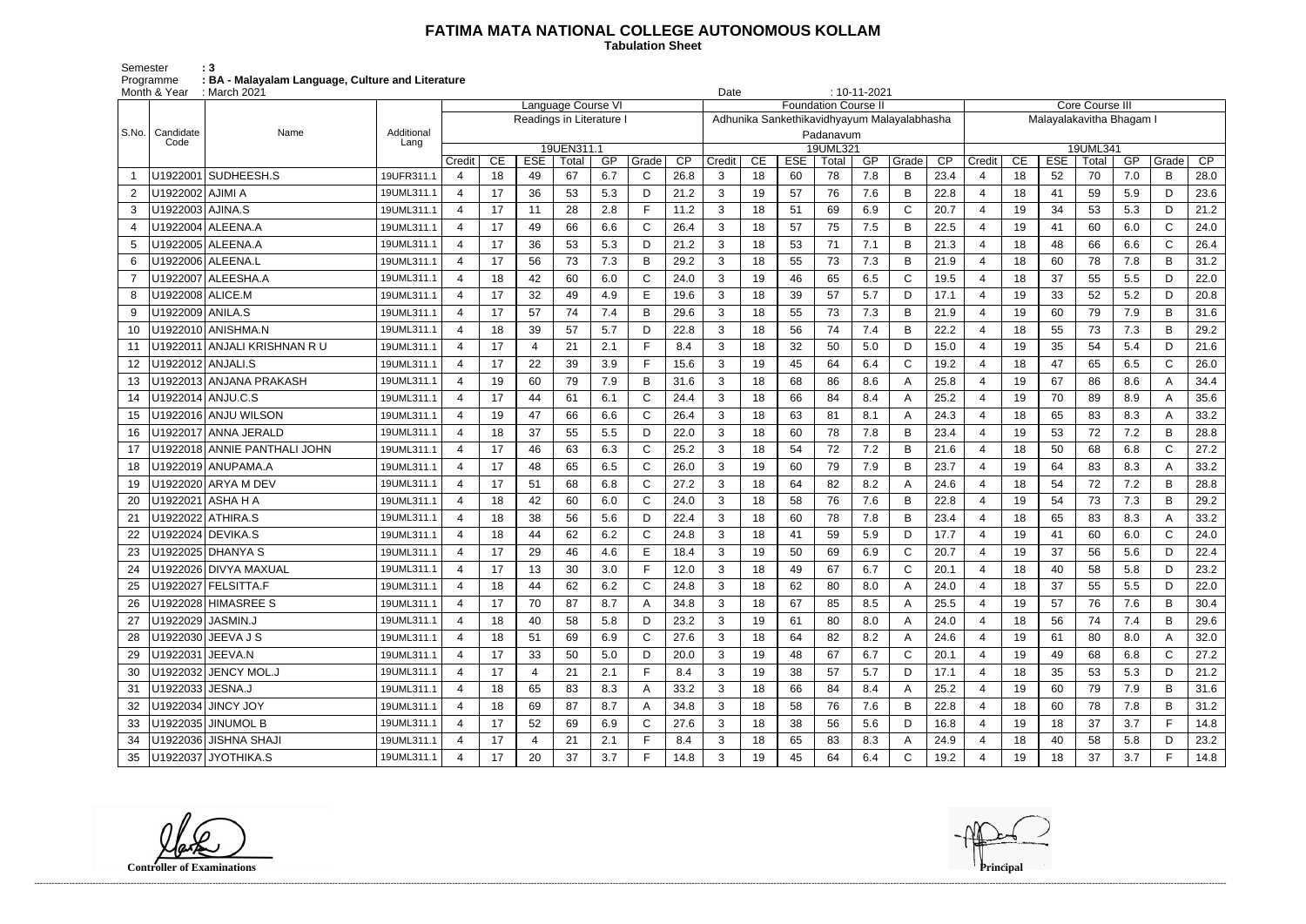# FATIMA MATA NATIONAL COLLEGE AUTONOMOUS KOLLAM

**Tabulation Sheet**

Semester : 3
Programme : BA - Malayalam Language, Culture and Literature
Month & Year : March 2021
Date : 10-11-2021

| S.No. | Candidate Code | Name | Additional Lang | Language Course VI | | | | | | | Foundation Course II | | | | | | | Core Course III | | | | | | |
|---|---|---|---|---|---|---|---|---|---|---|---|---|---|---|---|---|---|---|---|---|---|---|---|---|
| | | | | Readings in Literature I | | | | | | | Adhunika Sankethikavidhyayum Malayalabhasha Padanavum | | | | | | | Malayalakavitha Bhagam I | | | | | | |
| | | | | 19UEN311.1 | | | | | | | 19UML321 | | | | | | | 19UML341 | | | | | | |
| | | | | Credit | CE | ESE | Total | GP | Grade | CP | Credit | CE | ESE | Total | GP | Grade | CP | Credit | CE | ESE | Total | GP | Grade | CP |
| 1 | U1922001 | SUDHEESH.S | 19UFR311.1 | 4 | 18 | 49 | 67 | 6.7 | C | 26.8 | 3 | 18 | 60 | 78 | 7.8 | B | 23.4 | 4 | 18 | 52 | 70 | 7.0 | B | 28.0 |
| 2 | U1922002 | AJIMI A | 19UML311.1 | 4 | 17 | 36 | 53 | 5.3 | D | 21.2 | 3 | 19 | 57 | 76 | 7.6 | B | 22.8 | 4 | 18 | 41 | 59 | 5.9 | D | 23.6 |
| 3 | U1922003 | AJINA.S | 19UML311.1 | 4 | 17 | 11 | 28 | 2.8 | F | 11.2 | 3 | 18 | 51 | 69 | 6.9 | C | 20.7 | 4 | 19 | 34 | 53 | 5.3 | D | 21.2 |
| 4 | U1922004 | ALEENA.A | 19UML311.1 | 4 | 17 | 49 | 66 | 6.6 | C | 26.4 | 3 | 18 | 57 | 75 | 7.5 | B | 22.5 | 4 | 19 | 41 | 60 | 6.0 | C | 24.0 |
| 5 | U1922005 | ALEENA.A | 19UML311.1 | 4 | 17 | 36 | 53 | 5.3 | D | 21.2 | 3 | 18 | 53 | 71 | 7.1 | B | 21.3 | 4 | 18 | 48 | 66 | 6.6 | C | 26.4 |
| 6 | U1922006 | ALEENA.L | 19UML311.1 | 4 | 17 | 56 | 73 | 7.3 | B | 29.2 | 3 | 18 | 55 | 73 | 7.3 | B | 21.9 | 4 | 18 | 60 | 78 | 7.8 | B | 31.2 |
| 7 | U1922007 | ALEESHA.A | 19UML311.1 | 4 | 18 | 42 | 60 | 6.0 | C | 24.0 | 3 | 19 | 46 | 65 | 6.5 | C | 19.5 | 4 | 18 | 37 | 55 | 5.5 | D | 22.0 |
| 8 | U1922008 | ALICE.M | 19UML311.1 | 4 | 17 | 32 | 49 | 4.9 | E | 19.6 | 3 | 18 | 39 | 57 | 5.7 | D | 17.1 | 4 | 19 | 33 | 52 | 5.2 | D | 20.8 |
| 9 | U1922009 | ANILA.S | 19UML311.1 | 4 | 17 | 57 | 74 | 7.4 | B | 29.6 | 3 | 18 | 55 | 73 | 7.3 | B | 21.9 | 4 | 19 | 60 | 79 | 7.9 | B | 31.6 |
| 10 | U1922010 | ANISHMA.N | 19UML311.1 | 4 | 18 | 39 | 57 | 5.7 | D | 22.8 | 3 | 18 | 56 | 74 | 7.4 | B | 22.2 | 4 | 18 | 55 | 73 | 7.3 | B | 29.2 |
| 11 | U1922011 | ANJALI KRISHNAN R U | 19UML311.1 | 4 | 17 | 4 | 21 | 2.1 | F | 8.4 | 3 | 18 | 32 | 50 | 5.0 | D | 15.0 | 4 | 19 | 35 | 54 | 5.4 | D | 21.6 |
| 12 | U1922012 | ANJALI.S | 19UML311.1 | 4 | 17 | 22 | 39 | 3.9 | F | 15.6 | 3 | 19 | 45 | 64 | 6.4 | C | 19.2 | 4 | 18 | 47 | 65 | 6.5 | C | 26.0 |
| 13 | U1922013 | ANJANA PRAKASH | 19UML311.1 | 4 | 19 | 60 | 79 | 7.9 | B | 31.6 | 3 | 18 | 68 | 86 | 8.6 | A | 25.8 | 4 | 19 | 67 | 86 | 8.6 | A | 34.4 |
| 14 | U1922014 | ANJU.C.S | 19UML311.1 | 4 | 17 | 44 | 61 | 6.1 | C | 24.4 | 3 | 18 | 66 | 84 | 8.4 | A | 25.2 | 4 | 19 | 70 | 89 | 8.9 | A | 35.6 |
| 15 | U1922016 | ANJU WILSON | 19UML311.1 | 4 | 19 | 47 | 66 | 6.6 | C | 26.4 | 3 | 18 | 63 | 81 | 8.1 | A | 24.3 | 4 | 18 | 65 | 83 | 8.3 | A | 33.2 |
| 16 | U1922017 | ANNA JERALD | 19UML311.1 | 4 | 18 | 37 | 55 | 5.5 | D | 22.0 | 3 | 18 | 60 | 78 | 7.8 | B | 23.4 | 4 | 19 | 53 | 72 | 7.2 | B | 28.8 |
| 17 | U1922018 | ANNIE PANTHALI JOHN | 19UML311.1 | 4 | 17 | 46 | 63 | 6.3 | C | 25.2 | 3 | 18 | 54 | 72 | 7.2 | B | 21.6 | 4 | 18 | 50 | 68 | 6.8 | C | 27.2 |
| 18 | U1922019 | ANUPAMA.A | 19UML311.1 | 4 | 17 | 48 | 65 | 6.5 | C | 26.0 | 3 | 19 | 60 | 79 | 7.9 | B | 23.7 | 4 | 19 | 64 | 83 | 8.3 | A | 33.2 |
| 19 | U1922020 | ARYA M DEV | 19UML311.1 | 4 | 17 | 51 | 68 | 6.8 | C | 27.2 | 3 | 18 | 64 | 82 | 8.2 | A | 24.6 | 4 | 18 | 54 | 72 | 7.2 | B | 28.8 |
| 20 | U1922021 | ASHA H A | 19UML311.1 | 4 | 18 | 42 | 60 | 6.0 | C | 24.0 | 3 | 18 | 58 | 76 | 7.6 | B | 22.8 | 4 | 19 | 54 | 73 | 7.3 | B | 29.2 |
| 21 | U1922022 | ATHIRA.S | 19UML311.1 | 4 | 18 | 38 | 56 | 5.6 | D | 22.4 | 3 | 18 | 60 | 78 | 7.8 | B | 23.4 | 4 | 18 | 65 | 83 | 8.3 | A | 33.2 |
| 22 | U1922024 | DEVIKA.S | 19UML311.1 | 4 | 18 | 44 | 62 | 6.2 | C | 24.8 | 3 | 18 | 41 | 59 | 5.9 | D | 17.7 | 4 | 19 | 41 | 60 | 6.0 | C | 24.0 |
| 23 | U1922025 | DHANYA S | 19UML311.1 | 4 | 17 | 29 | 46 | 4.6 | E | 18.4 | 3 | 19 | 50 | 69 | 6.9 | C | 20.7 | 4 | 19 | 37 | 56 | 5.6 | D | 22.4 |
| 24 | U1922026 | DIVYA MAXUAL | 19UML311.1 | 4 | 17 | 13 | 30 | 3.0 | F | 12.0 | 3 | 18 | 49 | 67 | 6.7 | C | 20.1 | 4 | 18 | 40 | 58 | 5.8 | D | 23.2 |
| 25 | U1922027 | FELSITTA.F | 19UML311.1 | 4 | 18 | 44 | 62 | 6.2 | C | 24.8 | 3 | 18 | 62 | 80 | 8.0 | A | 24.0 | 4 | 18 | 37 | 55 | 5.5 | D | 22.0 |
| 26 | U1922028 | HIMASREE S | 19UML311.1 | 4 | 17 | 70 | 87 | 8.7 | A | 34.8 | 3 | 18 | 67 | 85 | 8.5 | A | 25.5 | 4 | 19 | 57 | 76 | 7.6 | B | 30.4 |
| 27 | U1922029 | JASMIN.J | 19UML311.1 | 4 | 18 | 40 | 58 | 5.8 | D | 23.2 | 3 | 19 | 61 | 80 | 8.0 | A | 24.0 | 4 | 18 | 56 | 74 | 7.4 | B | 29.6 |
| 28 | U1922030 | JEEVA J S | 19UML311.1 | 4 | 18 | 51 | 69 | 6.9 | C | 27.6 | 3 | 18 | 64 | 82 | 8.2 | A | 24.6 | 4 | 19 | 61 | 80 | 8.0 | A | 32.0 |
| 29 | U1922031 | JEEVA.N | 19UML311.1 | 4 | 17 | 33 | 50 | 5.0 | D | 20.0 | 3 | 19 | 48 | 67 | 6.7 | C | 20.1 | 4 | 19 | 49 | 68 | 6.8 | C | 27.2 |
| 30 | U1922032 | JENCY MOL.J | 19UML311.1 | 4 | 17 | 4 | 21 | 2.1 | F | 8.4 | 3 | 19 | 38 | 57 | 5.7 | D | 17.1 | 4 | 18 | 35 | 53 | 5.3 | D | 21.2 |
| 31 | U1922033 | JESNA.J | 19UML311.1 | 4 | 18 | 65 | 83 | 8.3 | A | 33.2 | 3 | 18 | 66 | 84 | 8.4 | A | 25.2 | 4 | 19 | 60 | 79 | 7.9 | B | 31.6 |
| 32 | U1922034 | JINCY JOY | 19UML311.1 | 4 | 18 | 69 | 87 | 8.7 | A | 34.8 | 3 | 18 | 58 | 76 | 7.6 | B | 22.8 | 4 | 18 | 60 | 78 | 7.8 | B | 31.2 |
| 33 | U1922035 | JINUMOL B | 19UML311.1 | 4 | 17 | 52 | 69 | 6.9 | C | 27.6 | 3 | 18 | 38 | 56 | 5.6 | D | 16.8 | 4 | 19 | 18 | 37 | 3.7 | F | 14.8 |
| 34 | U1922036 | JISHNA SHAJI | 19UML311.1 | 4 | 17 | 4 | 21 | 2.1 | F | 8.4 | 3 | 18 | 65 | 83 | 8.3 | A | 24.9 | 4 | 18 | 40 | 58 | 5.8 | D | 23.2 |
| 35 | U1922037 | JYOTHIKA.S | 19UML311.1 | 4 | 17 | 20 | 37 | 3.7 | F | 14.8 | 3 | 19 | 45 | 64 | 6.4 | C | 19.2 | 4 | 19 | 18 | 37 | 3.7 | F | 14.8 |

Controller of Examinations

Principal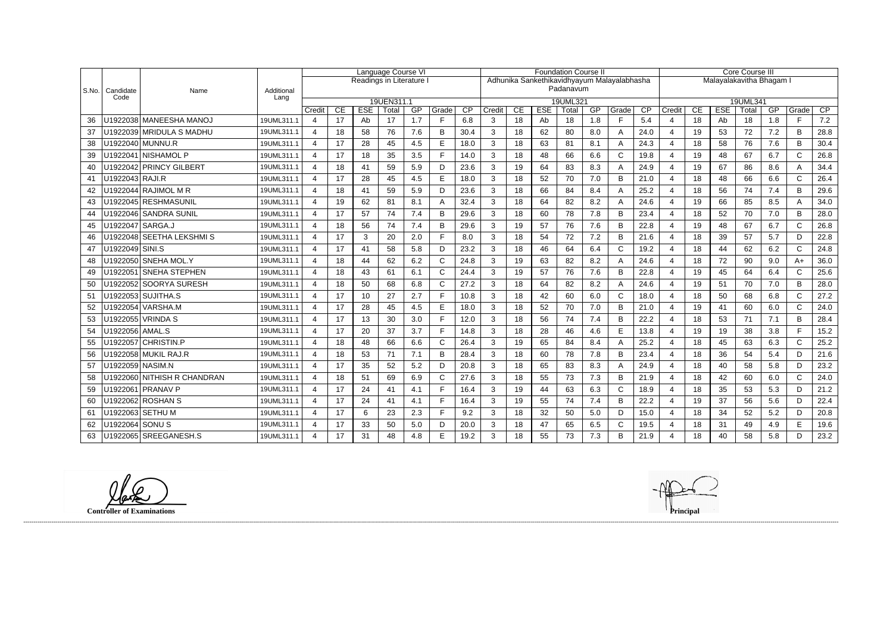| S.No. | Candidate Code | Name | Additional Lang | Language Course VI Readings in Literature I 19UEN311.1 | | | | | | | Foundation Course II Adhunika Sankethikavidhyayum Malayalabhasha Padanavum 19UML321 | | | | | | | Core Course III Malayalakavitha Bhagam I 19UML341 | | | | | | |
|---|---|---|---|---|---|---|---|---|---|---|---|---|---|---|---|---|---|---|---|---|---|---|---|---|
| | | | | Credit | CE | ESE | Total | GP | Grade | CP | Credit | CE | ESE | Total | GP | Grade | CP | Credit | CE | ESE | Total | GP | Grade | CP |
| 36 | U1922038 | MANEESHA MANOJ | 19UML311.1 | 4 | 17 | Ab | 17 | 1.7 | F | 6.8 | 3 | 18 | Ab | 18 | 1.8 | F | 5.4 | 4 | 18 | Ab | 18 | 1.8 | F | 7.2 |
| 37 | U1922039 | MRIDULA S MADHU | 19UML311.1 | 4 | 18 | 58 | 76 | 7.6 | B | 30.4 | 3 | 18 | 62 | 80 | 8.0 | A | 24.0 | 4 | 19 | 53 | 72 | 7.2 | B | 28.8 |
| 38 | U1922040 | MUNNU.R | 19UML311.1 | 4 | 17 | 28 | 45 | 4.5 | E | 18.0 | 3 | 18 | 63 | 81 | 8.1 | A | 24.3 | 4 | 18 | 58 | 76 | 7.6 | B | 30.4 |
| 39 | U1922041 | NISHAMOL P | 19UML311.1 | 4 | 17 | 18 | 35 | 3.5 | F | 14.0 | 3 | 18 | 48 | 66 | 6.6 | C | 19.8 | 4 | 19 | 48 | 67 | 6.7 | C | 26.8 |
| 40 | U1922042 | PRINCY GILBERT | 19UML311.1 | 4 | 18 | 41 | 59 | 5.9 | D | 23.6 | 3 | 19 | 64 | 83 | 8.3 | A | 24.9 | 4 | 19 | 67 | 86 | 8.6 | A | 34.4 |
| 41 | U1922043 | RAJI.R | 19UML311.1 | 4 | 17 | 28 | 45 | 4.5 | E | 18.0 | 3 | 18 | 52 | 70 | 7.0 | B | 21.0 | 4 | 18 | 48 | 66 | 6.6 | C | 26.4 |
| 42 | U1922044 | RAJIMOL M R | 19UML311.1 | 4 | 18 | 41 | 59 | 5.9 | D | 23.6 | 3 | 18 | 66 | 84 | 8.4 | A | 25.2 | 4 | 18 | 56 | 74 | 7.4 | B | 29.6 |
| 43 | U1922045 | RESHMASUNIL | 19UML311.1 | 4 | 19 | 62 | 81 | 8.1 | A | 32.4 | 3 | 18 | 64 | 82 | 8.2 | A | 24.6 | 4 | 19 | 66 | 85 | 8.5 | A | 34.0 |
| 44 | U1922046 | SANDRA SUNIL | 19UML311.1 | 4 | 17 | 57 | 74 | 7.4 | B | 29.6 | 3 | 18 | 60 | 78 | 7.8 | B | 23.4 | 4 | 18 | 52 | 70 | 7.0 | B | 28.0 |
| 45 | U1922047 | SARGA.J | 19UML311.1 | 4 | 18 | 56 | 74 | 7.4 | B | 29.6 | 3 | 19 | 57 | 76 | 7.6 | B | 22.8 | 4 | 19 | 48 | 67 | 6.7 | C | 26.8 |
| 46 | U1922048 | SEETHA LEKSHMI S | 19UML311.1 | 4 | 17 | 3 | 20 | 2.0 | F | 8.0 | 3 | 18 | 54 | 72 | 7.2 | B | 21.6 | 4 | 18 | 39 | 57 | 5.7 | D | 22.8 |
| 47 | U1922049 | SINI.S | 19UML311.1 | 4 | 17 | 41 | 58 | 5.8 | D | 23.2 | 3 | 18 | 46 | 64 | 6.4 | C | 19.2 | 4 | 18 | 44 | 62 | 6.2 | C | 24.8 |
| 48 | U1922050 | SNEHA MOL.Y | 19UML311.1 | 4 | 18 | 44 | 62 | 6.2 | C | 24.8 | 3 | 19 | 63 | 82 | 8.2 | A | 24.6 | 4 | 18 | 72 | 90 | 9.0 | A+ | 36.0 |
| 49 | U1922051 | SNEHA STEPHEN | 19UML311.1 | 4 | 18 | 43 | 61 | 6.1 | C | 24.4 | 3 | 19 | 57 | 76 | 7.6 | B | 22.8 | 4 | 19 | 45 | 64 | 6.4 | C | 25.6 |
| 50 | U1922052 | SOORYA SURESH | 19UML311.1 | 4 | 18 | 50 | 68 | 6.8 | C | 27.2 | 3 | 18 | 64 | 82 | 8.2 | A | 24.6 | 4 | 19 | 51 | 70 | 7.0 | B | 28.0 |
| 51 | U1922053 | SUJITHA.S | 19UML311.1 | 4 | 17 | 10 | 27 | 2.7 | F | 10.8 | 3 | 18 | 42 | 60 | 6.0 | C | 18.0 | 4 | 18 | 50 | 68 | 6.8 | C | 27.2 |
| 52 | U1922054 | VARSHA.M | 19UML311.1 | 4 | 17 | 28 | 45 | 4.5 | E | 18.0 | 3 | 18 | 52 | 70 | 7.0 | B | 21.0 | 4 | 19 | 41 | 60 | 6.0 | C | 24.0 |
| 53 | U1922055 | VRINDA S | 19UML311.1 | 4 | 17 | 13 | 30 | 3.0 | F | 12.0 | 3 | 18 | 56 | 74 | 7.4 | B | 22.2 | 4 | 18 | 53 | 71 | 7.1 | B | 28.4 |
| 54 | U1922056 | AMAL.S | 19UML311.1 | 4 | 17 | 20 | 37 | 3.7 | F | 14.8 | 3 | 18 | 28 | 46 | 4.6 | E | 13.8 | 4 | 19 | 19 | 38 | 3.8 | F | 15.2 |
| 55 | U1922057 | CHRISTIN.P | 19UML311.1 | 4 | 18 | 48 | 66 | 6.6 | C | 26.4 | 3 | 19 | 65 | 84 | 8.4 | A | 25.2 | 4 | 18 | 45 | 63 | 6.3 | C | 25.2 |
| 56 | U1922058 | MUKIL RAJ.R | 19UML311.1 | 4 | 18 | 53 | 71 | 7.1 | B | 28.4 | 3 | 18 | 60 | 78 | 7.8 | B | 23.4 | 4 | 18 | 36 | 54 | 5.4 | D | 21.6 |
| 57 | U1922059 | NASIM.N | 19UML311.1 | 4 | 17 | 35 | 52 | 5.2 | D | 20.8 | 3 | 18 | 65 | 83 | 8.3 | A | 24.9 | 4 | 18 | 40 | 58 | 5.8 | D | 23.2 |
| 58 | U1922060 | NITHISH R CHANDRAN | 19UML311.1 | 4 | 18 | 51 | 69 | 6.9 | C | 27.6 | 3 | 18 | 55 | 73 | 7.3 | B | 21.9 | 4 | 18 | 42 | 60 | 6.0 | C | 24.0 |
| 59 | U1922061 | PRANAV P | 19UML311.1 | 4 | 17 | 24 | 41 | 4.1 | F | 16.4 | 3 | 19 | 44 | 63 | 6.3 | C | 18.9 | 4 | 18 | 35 | 53 | 5.3 | D | 21.2 |
| 60 | U1922062 | ROSHAN S | 19UML311.1 | 4 | 17 | 24 | 41 | 4.1 | F | 16.4 | 3 | 19 | 55 | 74 | 7.4 | B | 22.2 | 4 | 19 | 37 | 56 | 5.6 | D | 22.4 |
| 61 | U1922063 | SETHU M | 19UML311.1 | 4 | 17 | 6 | 23 | 2.3 | F | 9.2 | 3 | 18 | 32 | 50 | 5.0 | D | 15.0 | 4 | 18 | 34 | 52 | 5.2 | D | 20.8 |
| 62 | U1922064 | SONU S | 19UML311.1 | 4 | 17 | 33 | 50 | 5.0 | D | 20.0 | 3 | 18 | 47 | 65 | 6.5 | C | 19.5 | 4 | 18 | 31 | 49 | 4.9 | E | 19.6 |
| 63 | U1922065 | SREEGANESH.S | 19UML311.1 | 4 | 17 | 31 | 48 | 4.8 | E | 19.2 | 3 | 18 | 55 | 73 | 7.3 | B | 21.9 | 4 | 18 | 40 | 58 | 5.8 | D | 23.2 |

**Controller of Examinations**

**Principal**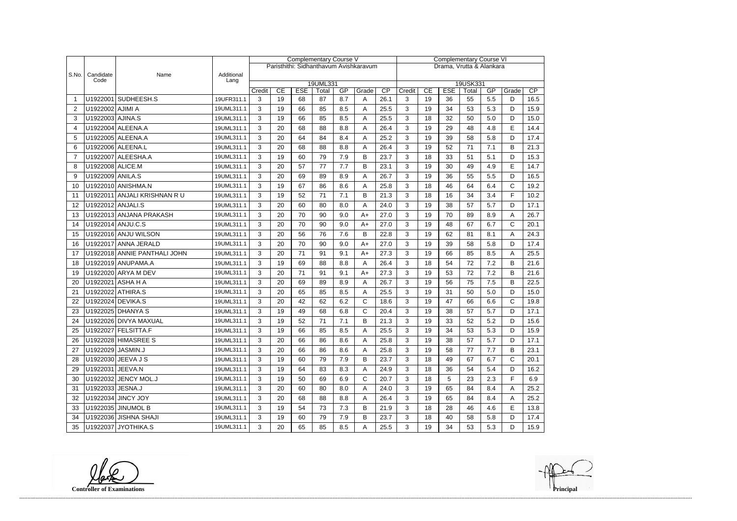| S.No. | Candidate Code | Name | Additional Lang | Complementary Course V | | | | | | | Complementary Course VI | | | | | | |
|---|---|---|---|---|---|---|---|---|---|---|---|---|---|---|---|---|---|
| | | | | Paristhithi: Sidhanthavum Avishkaravum | | | | | | | Drama, Vrutta & Alankara | | | | | | |
| | | | | 19UML331 | | | | | | | 19USK331 | | | | | | |
| | | | | Credit | CE | ESE | Total | GP | Grade | CP | Credit | CE | ESE | Total | GP | Grade | CP |
| 1 | U1922001 | SUDHEESH.S | 19UFR311.1 | 3 | 19 | 68 | 87 | 8.7 | A | 26.1 | 3 | 19 | 36 | 55 | 5.5 | D | 16.5 |
| 2 | U1922002 | AJIMI A | 19UML311.1 | 3 | 19 | 66 | 85 | 8.5 | A | 25.5 | 3 | 19 | 34 | 53 | 5.3 | D | 15.9 |
| 3 | U1922003 | AJINA.S | 19UML311.1 | 3 | 19 | 66 | 85 | 8.5 | A | 25.5 | 3 | 18 | 32 | 50 | 5.0 | D | 15.0 |
| 4 | U1922004 | ALEENA.A | 19UML311.1 | 3 | 20 | 68 | 88 | 8.8 | A | 26.4 | 3 | 19 | 29 | 48 | 4.8 | E | 14.4 |
| 5 | U1922005 | ALEENA.A | 19UML311.1 | 3 | 20 | 64 | 84 | 8.4 | A | 25.2 | 3 | 19 | 39 | 58 | 5.8 | D | 17.4 |
| 6 | U1922006 | ALEENA.L | 19UML311.1 | 3 | 20 | 68 | 88 | 8.8 | A | 26.4 | 3 | 19 | 52 | 71 | 7.1 | B | 21.3 |
| 7 | U1922007 | ALEESHA.A | 19UML311.1 | 3 | 19 | 60 | 79 | 7.9 | B | 23.7 | 3 | 18 | 33 | 51 | 5.1 | D | 15.3 |
| 8 | U1922008 | ALICE.M | 19UML311.1 | 3 | 20 | 57 | 77 | 7.7 | B | 23.1 | 3 | 19 | 30 | 49 | 4.9 | E | 14.7 |
| 9 | U1922009 | ANILA.S | 19UML311.1 | 3 | 20 | 69 | 89 | 8.9 | A | 26.7 | 3 | 19 | 36 | 55 | 5.5 | D | 16.5 |
| 10 | U1922010 | ANISHMA.N | 19UML311.1 | 3 | 19 | 67 | 86 | 8.6 | A | 25.8 | 3 | 18 | 46 | 64 | 6.4 | C | 19.2 |
| 11 | U1922011 | ANJALI KRISHNAN R U | 19UML311.1 | 3 | 19 | 52 | 71 | 7.1 | B | 21.3 | 3 | 18 | 16 | 34 | 3.4 | F | 10.2 |
| 12 | U1922012 | ANJALI.S | 19UML311.1 | 3 | 20 | 60 | 80 | 8.0 | A | 24.0 | 3 | 19 | 38 | 57 | 5.7 | D | 17.1 |
| 13 | U1922013 | ANJANA PRAKASH | 19UML311.1 | 3 | 20 | 70 | 90 | 9.0 | A+ | 27.0 | 3 | 19 | 70 | 89 | 8.9 | A | 26.7 |
| 14 | U1922014 | ANJU.C.S | 19UML311.1 | 3 | 20 | 70 | 90 | 9.0 | A+ | 27.0 | 3 | 19 | 48 | 67 | 6.7 | C | 20.1 |
| 15 | U1922016 | ANJU WILSON | 19UML311.1 | 3 | 20 | 56 | 76 | 7.6 | B | 22.8 | 3 | 19 | 62 | 81 | 8.1 | A | 24.3 |
| 16 | U1922017 | ANNA JERALD | 19UML311.1 | 3 | 20 | 70 | 90 | 9.0 | A+ | 27.0 | 3 | 19 | 39 | 58 | 5.8 | D | 17.4 |
| 17 | U1922018 | ANNIE PANTHALI JOHN | 19UML311.1 | 3 | 20 | 71 | 91 | 9.1 | A+ | 27.3 | 3 | 19 | 66 | 85 | 8.5 | A | 25.5 |
| 18 | U1922019 | ANUPAMA.A | 19UML311.1 | 3 | 19 | 69 | 88 | 8.8 | A | 26.4 | 3 | 18 | 54 | 72 | 7.2 | B | 21.6 |
| 19 | U1922020 | ARYA M DEV | 19UML311.1 | 3 | 20 | 71 | 91 | 9.1 | A+ | 27.3 | 3 | 19 | 53 | 72 | 7.2 | B | 21.6 |
| 20 | U1922021 | ASHA H A | 19UML311.1 | 3 | 20 | 69 | 89 | 8.9 | A | 26.7 | 3 | 19 | 56 | 75 | 7.5 | B | 22.5 |
| 21 | U1922022 | ATHIRA.S | 19UML311.1 | 3 | 20 | 65 | 85 | 8.5 | A | 25.5 | 3 | 19 | 31 | 50 | 5.0 | D | 15.0 |
| 22 | U1922024 | DEVIKA.S | 19UML311.1 | 3 | 20 | 42 | 62 | 6.2 | C | 18.6 | 3 | 19 | 47 | 66 | 6.6 | C | 19.8 |
| 23 | U1922025 | DHANYA S | 19UML311.1 | 3 | 19 | 49 | 68 | 6.8 | C | 20.4 | 3 | 19 | 38 | 57 | 5.7 | D | 17.1 |
| 24 | U1922026 | DIVYA MAXUAL | 19UML311.1 | 3 | 19 | 52 | 71 | 7.1 | B | 21.3 | 3 | 19 | 33 | 52 | 5.2 | D | 15.6 |
| 25 | U1922027 | FELSITTA.F | 19UML311.1 | 3 | 19 | 66 | 85 | 8.5 | A | 25.5 | 3 | 19 | 34 | 53 | 5.3 | D | 15.9 |
| 26 | U1922028 | HIMASREE S | 19UML311.1 | 3 | 20 | 66 | 86 | 8.6 | A | 25.8 | 3 | 19 | 38 | 57 | 5.7 | D | 17.1 |
| 27 | U1922029 | JASMIN.J | 19UML311.1 | 3 | 20 | 66 | 86 | 8.6 | A | 25.8 | 3 | 19 | 58 | 77 | 7.7 | B | 23.1 |
| 28 | U1922030 | JEEVA J S | 19UML311.1 | 3 | 19 | 60 | 79 | 7.9 | B | 23.7 | 3 | 18 | 49 | 67 | 6.7 | C | 20.1 |
| 29 | U1922031 | JEEVA.N | 19UML311.1 | 3 | 19 | 64 | 83 | 8.3 | A | 24.9 | 3 | 18 | 36 | 54 | 5.4 | D | 16.2 |
| 30 | U1922032 | JENCY MOL.J | 19UML311.1 | 3 | 19 | 50 | 69 | 6.9 | C | 20.7 | 3 | 18 | 5 | 23 | 2.3 | F | 6.9 |
| 31 | U1922033 | JESNA.J | 19UML311.1 | 3 | 20 | 60 | 80 | 8.0 | A | 24.0 | 3 | 19 | 65 | 84 | 8.4 | A | 25.2 |
| 32 | U1922034 | JINCY JOY | 19UML311.1 | 3 | 20 | 68 | 88 | 8.8 | A | 26.4 | 3 | 19 | 65 | 84 | 8.4 | A | 25.2 |
| 33 | U1922035 | JINUMOL B | 19UML311.1 | 3 | 19 | 54 | 73 | 7.3 | B | 21.9 | 3 | 18 | 28 | 46 | 4.6 | E | 13.8 |
| 34 | U1922036 | JISHNA SHAJI | 19UML311.1 | 3 | 19 | 60 | 79 | 7.9 | B | 23.7 | 3 | 18 | 40 | 58 | 5.8 | D | 17.4 |
| 35 | U1922037 | JYOTHIKA.S | 19UML311.1 | 3 | 20 | 65 | 85 | 8.5 | A | 25.5 | 3 | 19 | 34 | 53 | 5.3 | D | 15.9 |

**Controller of Examinations**

**Principal**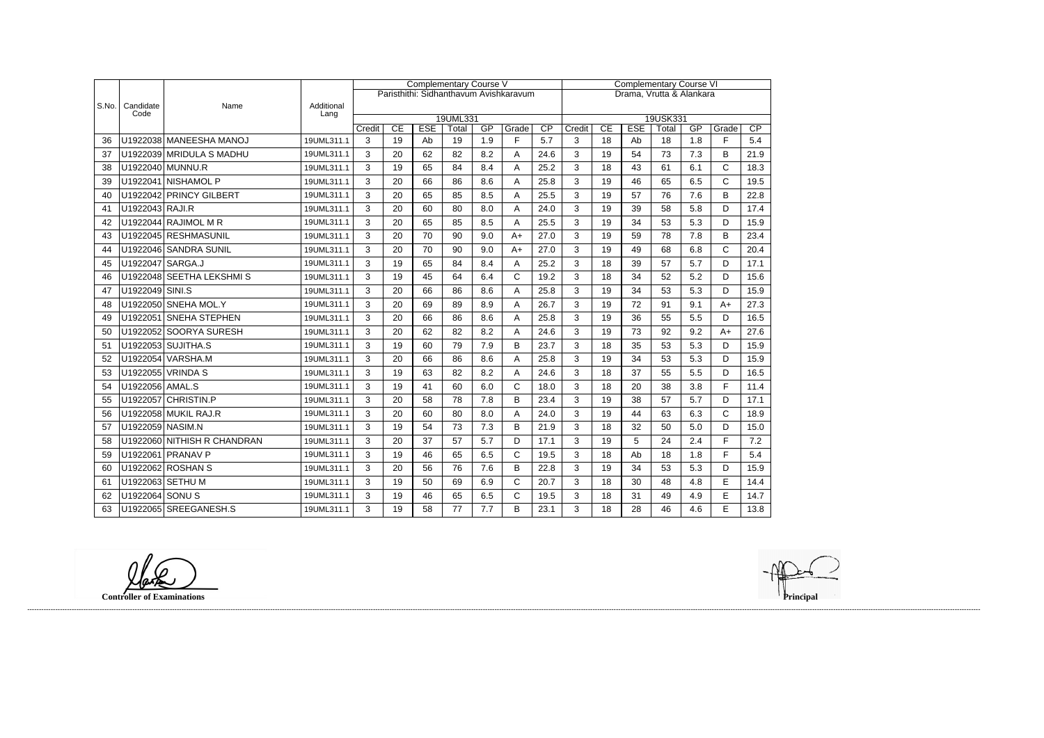| S.No. | Candidate Code | Name | Additional Lang | Complementary Course V | | | | | | | Complementary Course VI | | | | | | |
|---|---|---|---|---|---|---|---|---|---|---|---|---|---|---|---|---|---|
| | | | | Paristhithi: Sidhanthavum Avishkaravum | | | | | | | Drama, Vrutta & Alankara | | | | | | |
| | | | | 19UML331 | | | | | | | 19USK331 | | | | | | |
| | | | | Credit | CE | ESE | Total | GP | Grade | CP | Credit | CE | ESE | Total | GP | Grade | CP |
| 36 | U1922038 | MANEESHA MANOJ | 19UML311.1 | 3 | 19 | Ab | 19 | 1.9 | F | 5.7 | 3 | 18 | Ab | 18 | 1.8 | F | 5.4 |
| 37 | U1922039 | MRIDULA S MADHU | 19UML311.1 | 3 | 20 | 62 | 82 | 8.2 | A | 24.6 | 3 | 19 | 54 | 73 | 7.3 | B | 21.9 |
| 38 | U1922040 | MUNNU.R | 19UML311.1 | 3 | 19 | 65 | 84 | 8.4 | A | 25.2 | 3 | 18 | 43 | 61 | 6.1 | C | 18.3 |
| 39 | U1922041 | NISHAMOL P | 19UML311.1 | 3 | 20 | 66 | 86 | 8.6 | A | 25.8 | 3 | 19 | 46 | 65 | 6.5 | C | 19.5 |
| 40 | U1922042 | PRINCY GILBERT | 19UML311.1 | 3 | 20 | 65 | 85 | 8.5 | A | 25.5 | 3 | 19 | 57 | 76 | 7.6 | B | 22.8 |
| 41 | U1922043 | RAJI.R | 19UML311.1 | 3 | 20 | 60 | 80 | 8.0 | A | 24.0 | 3 | 19 | 39 | 58 | 5.8 | D | 17.4 |
| 42 | U1922044 | RAJIMOL M R | 19UML311.1 | 3 | 20 | 65 | 85 | 8.5 | A | 25.5 | 3 | 19 | 34 | 53 | 5.3 | D | 15.9 |
| 43 | U1922045 | RESHMASUNIL | 19UML311.1 | 3 | 20 | 70 | 90 | 9.0 | A+ | 27.0 | 3 | 19 | 59 | 78 | 7.8 | B | 23.4 |
| 44 | U1922046 | SANDRA SUNIL | 19UML311.1 | 3 | 20 | 70 | 90 | 9.0 | A+ | 27.0 | 3 | 19 | 49 | 68 | 6.8 | C | 20.4 |
| 45 | U1922047 | SARGA.J | 19UML311.1 | 3 | 19 | 65 | 84 | 8.4 | A | 25.2 | 3 | 18 | 39 | 57 | 5.7 | D | 17.1 |
| 46 | U1922048 | SEETHA LEKSHMI S | 19UML311.1 | 3 | 19 | 45 | 64 | 6.4 | C | 19.2 | 3 | 18 | 34 | 52 | 5.2 | D | 15.6 |
| 47 | U1922049 | SINI.S | 19UML311.1 | 3 | 20 | 66 | 86 | 8.6 | A | 25.8 | 3 | 19 | 34 | 53 | 5.3 | D | 15.9 |
| 48 | U1922050 | SNEHA MOL.Y | 19UML311.1 | 3 | 20 | 69 | 89 | 8.9 | A | 26.7 | 3 | 19 | 72 | 91 | 9.1 | A+ | 27.3 |
| 49 | U1922051 | SNEHA STEPHEN | 19UML311.1 | 3 | 20 | 66 | 86 | 8.6 | A | 25.8 | 3 | 19 | 36 | 55 | 5.5 | D | 16.5 |
| 50 | U1922052 | SOORYA SURESH | 19UML311.1 | 3 | 20 | 62 | 82 | 8.2 | A | 24.6 | 3 | 19 | 73 | 92 | 9.2 | A+ | 27.6 |
| 51 | U1922053 | SUJITHA.S | 19UML311.1 | 3 | 19 | 60 | 79 | 7.9 | B | 23.7 | 3 | 18 | 35 | 53 | 5.3 | D | 15.9 |
| 52 | U1922054 | VARSHA.M | 19UML311.1 | 3 | 20 | 66 | 86 | 8.6 | A | 25.8 | 3 | 19 | 34 | 53 | 5.3 | D | 15.9 |
| 53 | U1922055 | VRINDA S | 19UML311.1 | 3 | 19 | 63 | 82 | 8.2 | A | 24.6 | 3 | 18 | 37 | 55 | 5.5 | D | 16.5 |
| 54 | U1922056 | AMAL.S | 19UML311.1 | 3 | 19 | 41 | 60 | 6.0 | C | 18.0 | 3 | 18 | 20 | 38 | 3.8 | F | 11.4 |
| 55 | U1922057 | CHRISTIN.P | 19UML311.1 | 3 | 20 | 58 | 78 | 7.8 | B | 23.4 | 3 | 19 | 38 | 57 | 5.7 | D | 17.1 |
| 56 | U1922058 | MUKIL RAJ.R | 19UML311.1 | 3 | 20 | 60 | 80 | 8.0 | A | 24.0 | 3 | 19 | 44 | 63 | 6.3 | C | 18.9 |
| 57 | U1922059 | NASIM.N | 19UML311.1 | 3 | 19 | 54 | 73 | 7.3 | B | 21.9 | 3 | 18 | 32 | 50 | 5.0 | D | 15.0 |
| 58 | U1922060 | NITHISH R CHANDRAN | 19UML311.1 | 3 | 20 | 37 | 57 | 5.7 | D | 17.1 | 3 | 19 | 5 | 24 | 2.4 | F | 7.2 |
| 59 | U1922061 | PRANAV P | 19UML311.1 | 3 | 19 | 46 | 65 | 6.5 | C | 19.5 | 3 | 18 | Ab | 18 | 1.8 | F | 5.4 |
| 60 | U1922062 | ROSHAN S | 19UML311.1 | 3 | 20 | 56 | 76 | 7.6 | B | 22.8 | 3 | 19 | 34 | 53 | 5.3 | D | 15.9 |
| 61 | U1922063 | SETHU M | 19UML311.1 | 3 | 19 | 50 | 69 | 6.9 | C | 20.7 | 3 | 18 | 30 | 48 | 4.8 | E | 14.4 |
| 62 | U1922064 | SONU S | 19UML311.1 | 3 | 19 | 46 | 65 | 6.5 | C | 19.5 | 3 | 18 | 31 | 49 | 4.9 | E | 14.7 |
| 63 | U1922065 | SREEGANESH.S | 19UML311.1 | 3 | 19 | 58 | 77 | 7.7 | B | 23.1 | 3 | 18 | 28 | 46 | 4.6 | E | 13.8 |

**Controller of Examinations**

**Principal**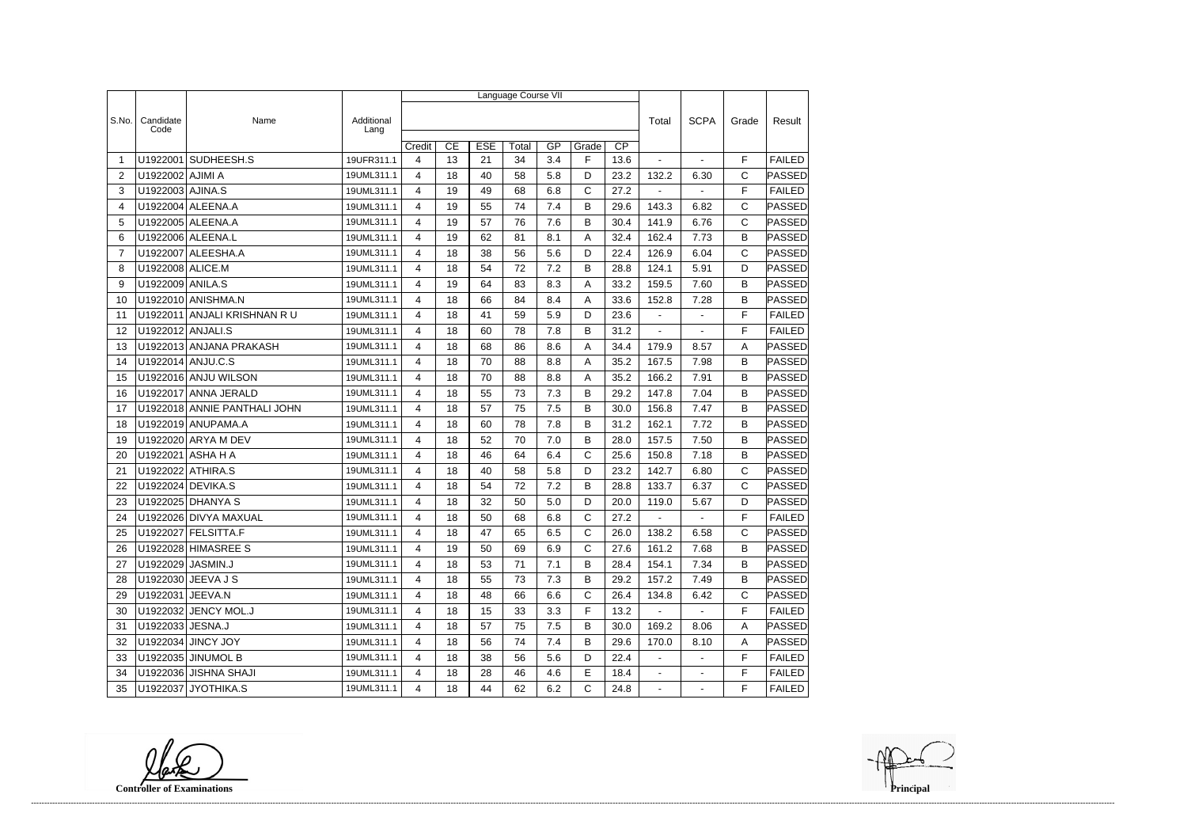| S.No. | Candidate Code | Name | Additional Lang | Language Course VII | | | | | | | Total | SCPA | Grade | Result |
|---|---|---|---|---|---|---|---|---|---|---|---|---|---|---|
| | | | | Credit | CE | ESE | Total | GP | Grade | CP | | | | |
| 1 | U1922001 | SUDHEESH.S | 19UFR311.1 | 4 | 13 | 21 | 34 | 3.4 | F | 13.6 | - | - | F | FAILED |
| 2 | U1922002 | AJIMI A | 19UML311.1 | 4 | 18 | 40 | 58 | 5.8 | D | 23.2 | 132.2 | 6.30 | C | PASSED |
| 3 | U1922003 | AJINA.S | 19UML311.1 | 4 | 19 | 49 | 68 | 6.8 | C | 27.2 | - | - | F | FAILED |
| 4 | U1922004 | ALEENA.A | 19UML311.1 | 4 | 19 | 55 | 74 | 7.4 | B | 29.6 | 143.3 | 6.82 | C | PASSED |
| 5 | U1922005 | ALEENA.A | 19UML311.1 | 4 | 19 | 57 | 76 | 7.6 | B | 30.4 | 141.9 | 6.76 | C | PASSED |
| 6 | U1922006 | ALEENA.L | 19UML311.1 | 4 | 19 | 62 | 81 | 8.1 | A | 32.4 | 162.4 | 7.73 | B | PASSED |
| 7 | U1922007 | ALEESHA.A | 19UML311.1 | 4 | 18 | 38 | 56 | 5.6 | D | 22.4 | 126.9 | 6.04 | C | PASSED |
| 8 | U1922008 | ALICE.M | 19UML311.1 | 4 | 18 | 54 | 72 | 7.2 | B | 28.8 | 124.1 | 5.91 | D | PASSED |
| 9 | U1922009 | ANILA.S | 19UML311.1 | 4 | 19 | 64 | 83 | 8.3 | A | 33.2 | 159.5 | 7.60 | B | PASSED |
| 10 | U1922010 | ANISHMA.N | 19UML311.1 | 4 | 18 | 66 | 84 | 8.4 | A | 33.6 | 152.8 | 7.28 | B | PASSED |
| 11 | U1922011 | ANJALI KRISHNAN R U | 19UML311.1 | 4 | 18 | 41 | 59 | 5.9 | D | 23.6 | - | - | F | FAILED |
| 12 | U1922012 | ANJALI.S | 19UML311.1 | 4 | 18 | 60 | 78 | 7.8 | B | 31.2 | - | - | F | FAILED |
| 13 | U1922013 | ANJANA PRAKASH | 19UML311.1 | 4 | 18 | 68 | 86 | 8.6 | A | 34.4 | 179.9 | 8.57 | A | PASSED |
| 14 | U1922014 | ANJU.C.S | 19UML311.1 | 4 | 18 | 70 | 88 | 8.8 | A | 35.2 | 167.5 | 7.98 | B | PASSED |
| 15 | U1922016 | ANJU WILSON | 19UML311.1 | 4 | 18 | 70 | 88 | 8.8 | A | 35.2 | 166.2 | 7.91 | B | PASSED |
| 16 | U1922017 | ANNA JERALD | 19UML311.1 | 4 | 18 | 55 | 73 | 7.3 | B | 29.2 | 147.8 | 7.04 | B | PASSED |
| 17 | U1922018 | ANNIE PANTHALI JOHN | 19UML311.1 | 4 | 18 | 57 | 75 | 7.5 | B | 30.0 | 156.8 | 7.47 | B | PASSED |
| 18 | U1922019 | ANUPAMA.A | 19UML311.1 | 4 | 18 | 60 | 78 | 7.8 | B | 31.2 | 162.1 | 7.72 | B | PASSED |
| 19 | U1922020 | ARYA M DEV | 19UML311.1 | 4 | 18 | 52 | 70 | 7.0 | B | 28.0 | 157.5 | 7.50 | B | PASSED |
| 20 | U1922021 | ASHA H A | 19UML311.1 | 4 | 18 | 46 | 64 | 6.4 | C | 25.6 | 150.8 | 7.18 | B | PASSED |
| 21 | U1922022 | ATHIRA.S | 19UML311.1 | 4 | 18 | 40 | 58 | 5.8 | D | 23.2 | 142.7 | 6.80 | C | PASSED |
| 22 | U1922024 | DEVIKA.S | 19UML311.1 | 4 | 18 | 54 | 72 | 7.2 | B | 28.8 | 133.7 | 6.37 | C | PASSED |
| 23 | U1922025 | DHANYA S | 19UML311.1 | 4 | 18 | 32 | 50 | 5.0 | D | 20.0 | 119.0 | 5.67 | D | PASSED |
| 24 | U1922026 | DIVYA MAXUAL | 19UML311.1 | 4 | 18 | 50 | 68 | 6.8 | C | 27.2 | - | - | F | FAILED |
| 25 | U1922027 | FELSITTA.F | 19UML311.1 | 4 | 18 | 47 | 65 | 6.5 | C | 26.0 | 138.2 | 6.58 | C | PASSED |
| 26 | U1922028 | HIMASREE S | 19UML311.1 | 4 | 19 | 50 | 69 | 6.9 | C | 27.6 | 161.2 | 7.68 | B | PASSED |
| 27 | U1922029 | JASMIN.J | 19UML311.1 | 4 | 18 | 53 | 71 | 7.1 | B | 28.4 | 154.1 | 7.34 | B | PASSED |
| 28 | U1922030 | JEEVA J S | 19UML311.1 | 4 | 18 | 55 | 73 | 7.3 | B | 29.2 | 157.2 | 7.49 | B | PASSED |
| 29 | U1922031 | JEEVA.N | 19UML311.1 | 4 | 18 | 48 | 66 | 6.6 | C | 26.4 | 134.8 | 6.42 | C | PASSED |
| 30 | U1922032 | JENCY MOL.J | 19UML311.1 | 4 | 18 | 15 | 33 | 3.3 | F | 13.2 | - | - | F | FAILED |
| 31 | U1922033 | JESNA.J | 19UML311.1 | 4 | 18 | 57 | 75 | 7.5 | B | 30.0 | 169.2 | 8.06 | A | PASSED |
| 32 | U1922034 | JINCY JOY | 19UML311.1 | 4 | 18 | 56 | 74 | 7.4 | B | 29.6 | 170.0 | 8.10 | A | PASSED |
| 33 | U1922035 | JINUMOL B | 19UML311.1 | 4 | 18 | 38 | 56 | 5.6 | D | 22.4 | - | - | F | FAILED |
| 34 | U1922036 | JISHNA SHAJI | 19UML311.1 | 4 | 18 | 28 | 46 | 4.6 | E | 18.4 | - | - | F | FAILED |
| 35 | U1922037 | JYOTHIKA.S | 19UML311.1 | 4 | 18 | 44 | 62 | 6.2 | C | 24.8 | - | - | F | FAILED |

**Controller of Examinations**

**Principal**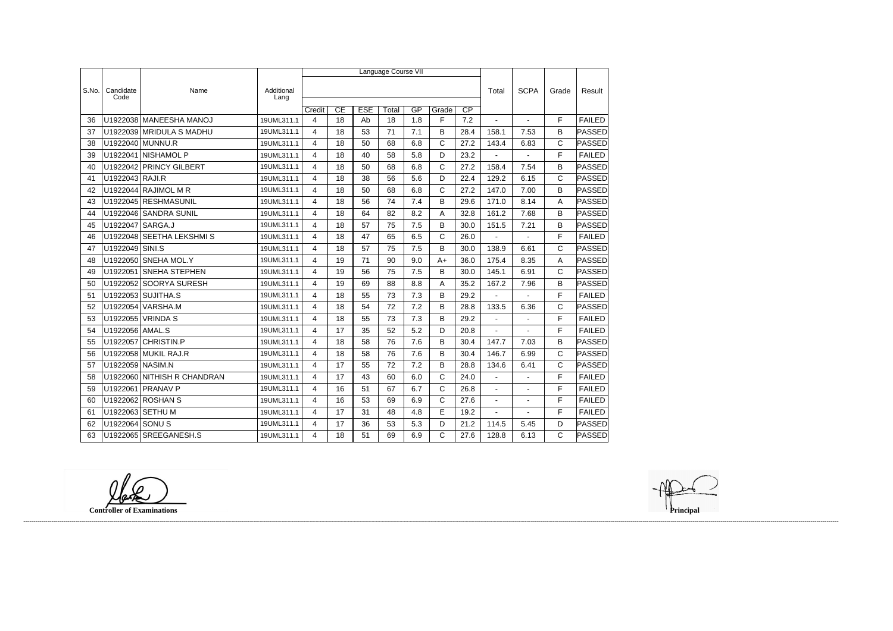| S.No. | Candidate Code | Name | Additional Lang | Language Course VII | | | | | | | Total | SCPA | Grade | Result |
|---|---|---|---|---|---|---|---|---|---|---|---|---|---|---|
| | | | | Credit | CE | ESE | Total | GP | Grade | CP | | | | |
| 36 | U1922038 | MANEESHA MANOJ | 19UML311.1 | 4 | 18 | Ab | 18 | 1.8 | F | 7.2 | - | - | F | FAILED |
| 37 | U1922039 | MRIDULA S MADHU | 19UML311.1 | 4 | 18 | 53 | 71 | 7.1 | B | 28.4 | 158.1 | 7.53 | B | PASSED |
| 38 | U1922040 | MUNNU.R | 19UML311.1 | 4 | 18 | 50 | 68 | 6.8 | C | 27.2 | 143.4 | 6.83 | C | PASSED |
| 39 | U1922041 | NISHAMOL P | 19UML311.1 | 4 | 18 | 40 | 58 | 5.8 | D | 23.2 | - | - | F | FAILED |
| 40 | U1922042 | PRINCY GILBERT | 19UML311.1 | 4 | 18 | 50 | 68 | 6.8 | C | 27.2 | 158.4 | 7.54 | B | PASSED |
| 41 | U1922043 | RAJI.R | 19UML311.1 | 4 | 18 | 38 | 56 | 5.6 | D | 22.4 | 129.2 | 6.15 | C | PASSED |
| 42 | U1922044 | RAJIMOL M R | 19UML311.1 | 4 | 18 | 50 | 68 | 6.8 | C | 27.2 | 147.0 | 7.00 | B | PASSED |
| 43 | U1922045 | RESHMASUNIL | 19UML311.1 | 4 | 18 | 56 | 74 | 7.4 | B | 29.6 | 171.0 | 8.14 | A | PASSED |
| 44 | U1922046 | SANDRA SUNIL | 19UML311.1 | 4 | 18 | 64 | 82 | 8.2 | A | 32.8 | 161.2 | 7.68 | B | PASSED |
| 45 | U1922047 | SARGA.J | 19UML311.1 | 4 | 18 | 57 | 75 | 7.5 | B | 30.0 | 151.5 | 7.21 | B | PASSED |
| 46 | U1922048 | SEETHA LEKSHMI S | 19UML311.1 | 4 | 18 | 47 | 65 | 6.5 | C | 26.0 | - | - | F | FAILED |
| 47 | U1922049 | SINI.S | 19UML311.1 | 4 | 18 | 57 | 75 | 7.5 | B | 30.0 | 138.9 | 6.61 | C | PASSED |
| 48 | U1922050 | SNEHA MOL.Y | 19UML311.1 | 4 | 19 | 71 | 90 | 9.0 | A+ | 36.0 | 175.4 | 8.35 | A | PASSED |
| 49 | U1922051 | SNEHA STEPHEN | 19UML311.1 | 4 | 19 | 56 | 75 | 7.5 | B | 30.0 | 145.1 | 6.91 | C | PASSED |
| 50 | U1922052 | SOORYA SURESH | 19UML311.1 | 4 | 19 | 69 | 88 | 8.8 | A | 35.2 | 167.2 | 7.96 | B | PASSED |
| 51 | U1922053 | SUJITHA.S | 19UML311.1 | 4 | 18 | 55 | 73 | 7.3 | B | 29.2 | - | - | F | FAILED |
| 52 | U1922054 | VARSHA.M | 19UML311.1 | 4 | 18 | 54 | 72 | 7.2 | B | 28.8 | 133.5 | 6.36 | C | PASSED |
| 53 | U1922055 | VRINDA S | 19UML311.1 | 4 | 18 | 55 | 73 | 7.3 | B | 29.2 | - | - | F | FAILED |
| 54 | U1922056 | AMAL.S | 19UML311.1 | 4 | 17 | 35 | 52 | 5.2 | D | 20.8 | - | - | F | FAILED |
| 55 | U1922057 | CHRISTIN.P | 19UML311.1 | 4 | 18 | 58 | 76 | 7.6 | B | 30.4 | 147.7 | 7.03 | B | PASSED |
| 56 | U1922058 | MUKIL RAJ.R | 19UML311.1 | 4 | 18 | 58 | 76 | 7.6 | B | 30.4 | 146.7 | 6.99 | C | PASSED |
| 57 | U1922059 | NASIM.N | 19UML311.1 | 4 | 17 | 55 | 72 | 7.2 | B | 28.8 | 134.6 | 6.41 | C | PASSED |
| 58 | U1922060 | NITHISH R CHANDRAN | 19UML311.1 | 4 | 17 | 43 | 60 | 6.0 | C | 24.0 | - | - | F | FAILED |
| 59 | U1922061 | PRANAV P | 19UML311.1 | 4 | 16 | 51 | 67 | 6.7 | C | 26.8 | - | - | F | FAILED |
| 60 | U1922062 | ROSHAN S | 19UML311.1 | 4 | 16 | 53 | 69 | 6.9 | C | 27.6 | - | - | F | FAILED |
| 61 | U1922063 | SETHU M | 19UML311.1 | 4 | 17 | 31 | 48 | 4.8 | E | 19.2 | - | - | F | FAILED |
| 62 | U1922064 | SONU S | 19UML311.1 | 4 | 17 | 36 | 53 | 5.3 | D | 21.2 | 114.5 | 5.45 | D | PASSED |
| 63 | U1922065 | SREEGANESH.S | 19UML311.1 | 4 | 18 | 51 | 69 | 6.9 | C | 27.6 | 128.8 | 6.13 | C | PASSED |

**Controller of Examinations**

**Principal**